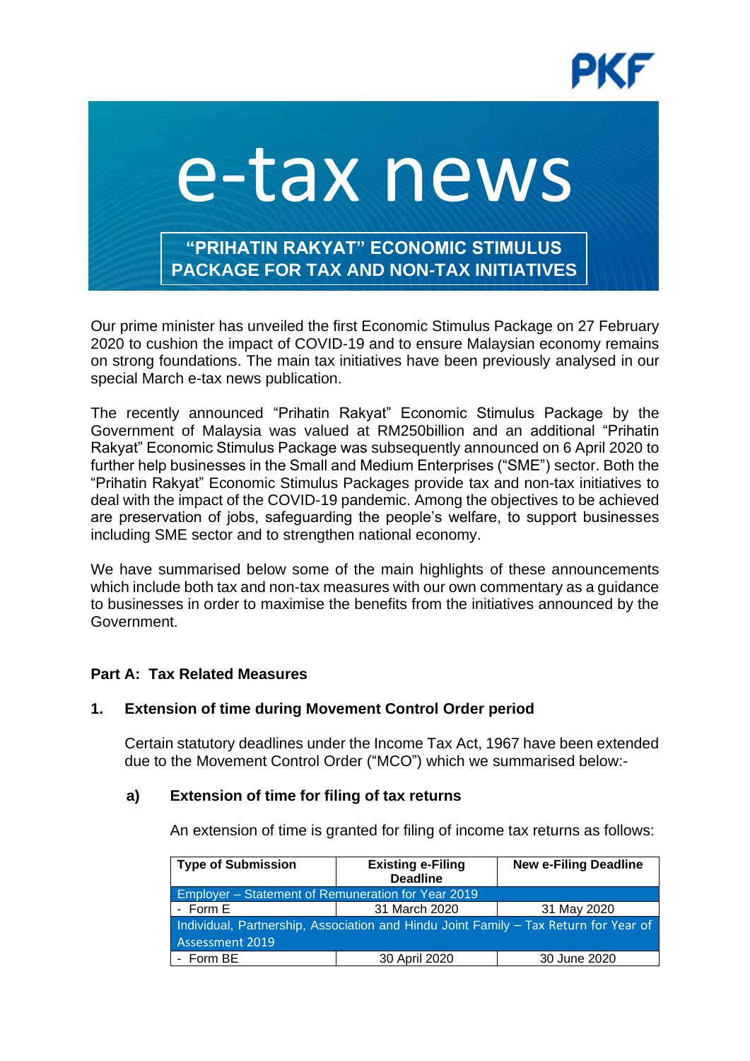# e-tax news

## "PRIHATIN RAKYAT" ECONOMIC STIMULUS PACKAGE FOR TAX AND NON-TAX INITIATIVES

Our prime minister has unveiled the first Economic Stimulus Package on 27 February 2020 to cushion the impact of COVID-19 and to ensure Malaysian economy remains on strong foundations. The main tax initiatives have been previously analysed in our special March e-tax news publication.

The recently announced "Prihatin Rakyat" Economic Stimulus Package by the Government of Malaysia was valued at RM250billion and an additional "Prihatin Rakyat" Economic Stimulus Package was subsequently announced on 6 April 2020 to further help businesses in the Small and Medium Enterprises ("SME") sector. Both the "Prihatin Rakyat" Economic Stimulus Packages provide tax and non-tax initiatives to deal with the impact of the COVID-19 pandemic. Among the objectives to be achieved are preservation of jobs, safeguarding the people's welfare, to support businesses including SME sector and to strengthen national economy.

We have summarised below some of the main highlights of these announcements which include both tax and non-tax measures with our own commentary as a guidance to businesses in order to maximise the benefits from the initiatives announced by the Government.

### Part A: Tax Related Measures

### 1. Extension of time during Movement Control Order period

Certain statutory deadlines under the Income Tax Act, 1967 have been extended due to the Movement Control Order ("MCO") which we summarised below:-

#### a) Extension of time for filing of tax returns

An extension of time is granted for filing of income tax returns as follows:

| Type of Submission | Existing e-Filing Deadline | New e-Filing Deadline |
|---|---|---|
| Employer – Statement of Remuneration for Year 2019 | | |
| - Form E | 31 March 2020 | 31 May 2020 |
| Individual, Partnership, Association and Hindu Joint Family – Tax Return for Year of Assessment 2019 | | |
| - Form BE | 30 April 2020 | 30 June 2020 |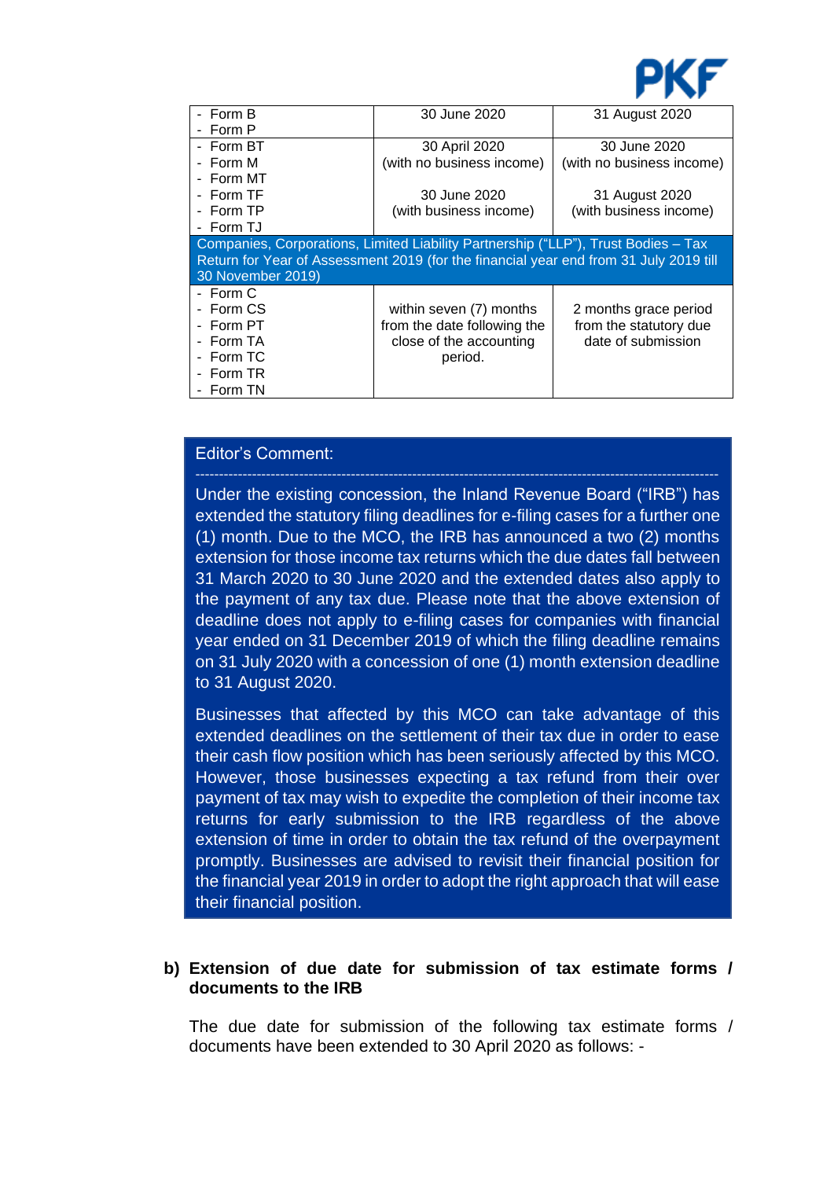| | | |
|---|---|---|
| - Form B<br>- Form P | 30 June 2020 | 31 August 2020 |
| - Form BT<br>- Form M<br>- Form MT<br>- Form TF<br>- Form TP<br>- Form TJ | 30 April 2020<br>(with no business income)<br><br>30 June 2020<br>(with business income) | 30 June 2020<br>(with no business income)<br><br>31 August 2020<br>(with business income) |
| Companies, Corporations, Limited Liability Partnership ("LLP"), Trust Bodies – Tax Return for Year of Assessment 2019 (for the financial year end from 31 July 2019 till 30 November 2019) | | |
| - Form C<br>- Form CS<br>- Form PT<br>- Form TA<br>- Form TC<br>- Form TR<br>- Form TN | within seven (7) months from the date following the close of the accounting period. | 2 months grace period from the statutory due date of submission |

**Editor's Comment:**

---

Under the existing concession, the Inland Revenue Board ("IRB") has extended the statutory filing deadlines for e-filing cases for a further one (1) month. Due to the MCO, the IRB has announced a two (2) months extension for those income tax returns which the due dates fall between 31 March 2020 to 30 June 2020 and the extended dates also apply to the payment of any tax due. Please note that the above extension of deadline does not apply to e-filing cases for companies with financial year ended on 31 December 2019 of which the filing deadline remains on 31 July 2020 with a concession of one (1) month extension deadline to 31 August 2020.

Businesses that affected by this MCO can take advantage of this extended deadlines on the settlement of their tax due in order to ease their cash flow position which has been seriously affected by this MCO. However, those businesses expecting a tax refund from their over payment of tax may wish to expedite the completion of their income tax returns for early submission to the IRB regardless of the above extension of time in order to obtain the tax refund of the overpayment promptly. Businesses are advised to revisit their financial position for the financial year 2019 in order to adopt the right approach that will ease their financial position.

**b) Extension of due date for submission of tax estimate forms / documents to the IRB**

The due date for submission of the following tax estimate forms / documents have been extended to 30 April 2020 as follows: -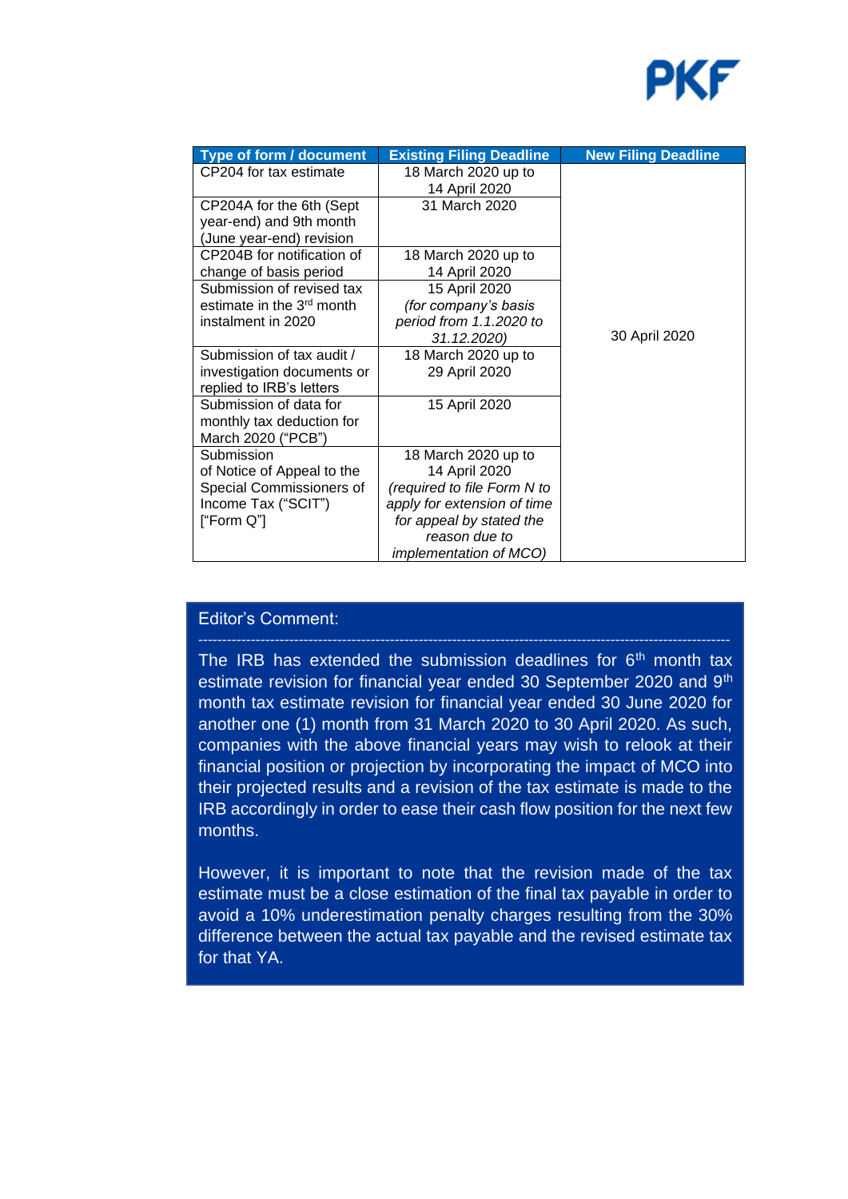| Type of form / document | Existing Filing Deadline | New Filing Deadline |
|---|---|---|
| CP204 for tax estimate | 18 March 2020 up to 14 April 2020 | 30 April 2020 |
| CP204A for the 6th (Sept year-end) and 9th month (June year-end) revision | 31 March 2020 | 30 April 2020 |
| CP204B for notification of change of basis period | 18 March 2020 up to 14 April 2020 | 30 April 2020 |
| Submission of revised tax estimate in the 3rd month instalment in 2020 | 15 April 2020 *(for company's basis period from 1.1.2020 to 31.12.2020)* | 30 April 2020 |
| Submission of tax audit / investigation documents or replied to IRB's letters | 18 March 2020 up to 29 April 2020 | 30 April 2020 |
| Submission of data for monthly tax deduction for March 2020 ("PCB") | 15 April 2020 | 30 April 2020 |
| Submission of Notice of Appeal to the Special Commissioners of Income Tax ("SCIT") ["Form Q"] | 18 March 2020 up to 14 April 2020 *(required to file Form N to apply for extension of time for appeal by stated the reason due to implementation of MCO)* | 30 April 2020 |

Editor's Comment:

---

The IRB has extended the submission deadlines for 6th month tax estimate revision for financial year ended 30 September 2020 and 9th month tax estimate revision for financial year ended 30 June 2020 for another one (1) month from 31 March 2020 to 30 April 2020. As such, companies with the above financial years may wish to relook at their financial position or projection by incorporating the impact of MCO into their projected results and a revision of the tax estimate is made to the IRB accordingly in order to ease their cash flow position for the next few months.

However, it is important to note that the revision made of the tax estimate must be a close estimation of the final tax payable in order to avoid a 10% underestimation penalty charges resulting from the 30% difference between the actual tax payable and the revised estimate tax for that YA.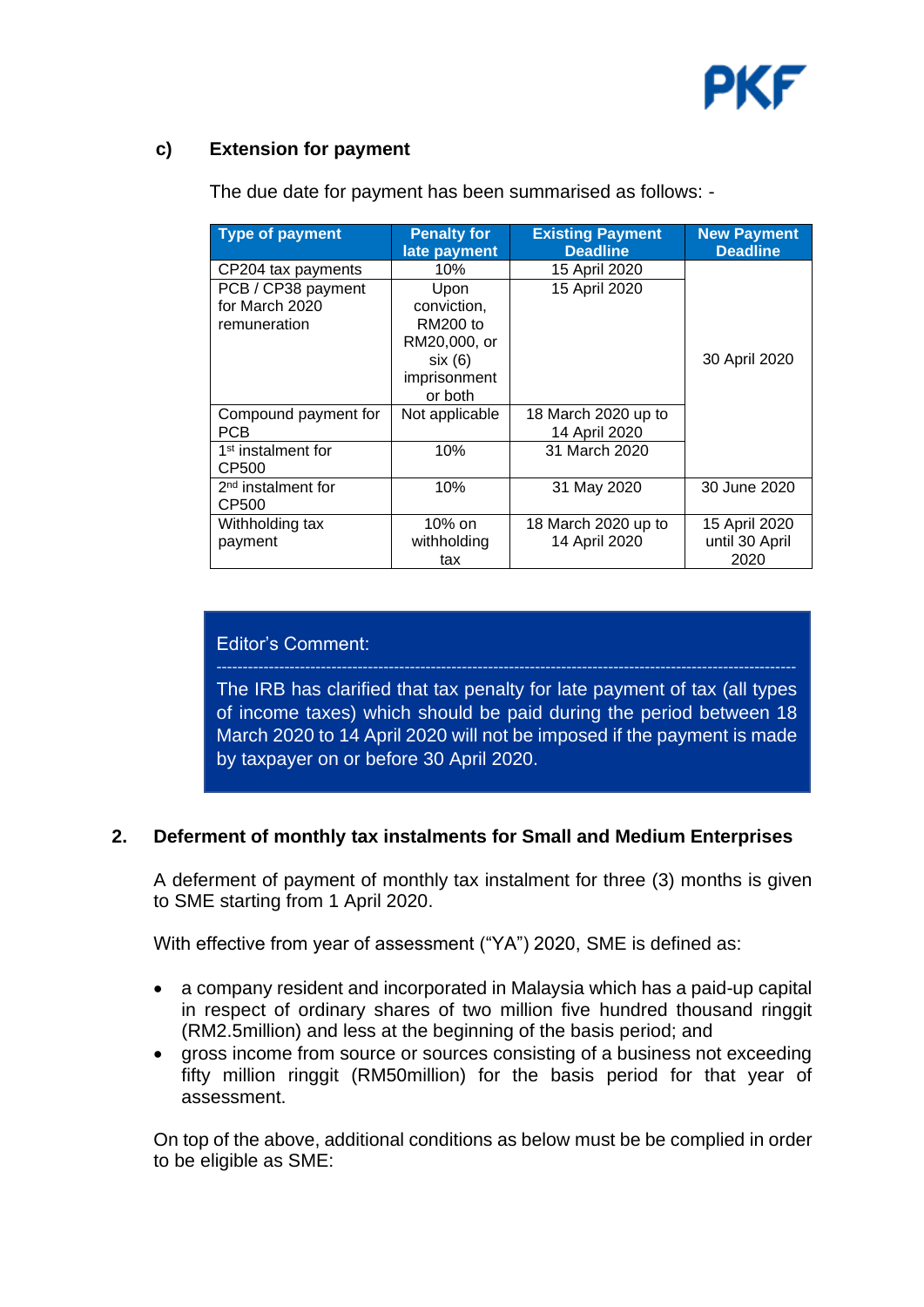### c) Extension for payment

The due date for payment has been summarised as follows: -

| Type of payment | Penalty for late payment | Existing Payment Deadline | New Payment Deadline |
|---|---|---|---|
| CP204 tax payments | 10% | 15 April 2020 | 30 April 2020 |
| PCB / CP38 payment for March 2020 remuneration | Upon conviction, RM200 to RM20,000, or six (6) imprisonment or both | 15 April 2020 | |
| Compound payment for PCB | Not applicable | 18 March 2020 up to 14 April 2020 | |
| 1st instalment for CP500 | 10% | 31 March 2020 | |
| 2nd instalment for CP500 | 10% | 31 May 2020 | 30 June 2020 |
| Withholding tax payment | 10% on withholding tax | 18 March 2020 up to 14 April 2020 | 15 April 2020 until 30 April 2020 |

> Editor's Comment:
>
> ---
>
> The IRB has clarified that tax penalty for late payment of tax (all types of income taxes) which should be paid during the period between 18 March 2020 to 14 April 2020 will not be imposed if the payment is made by taxpayer on or before 30 April 2020.

## 2. Deferment of monthly tax instalments for Small and Medium Enterprises

A deferment of payment of monthly tax instalment for three (3) months is given to SME starting from 1 April 2020.

With effective from year of assessment ("YA") 2020, SME is defined as:

- a company resident and incorporated in Malaysia which has a paid-up capital in respect of ordinary shares of two million five hundred thousand ringgit (RM2.5million) and less at the beginning of the basis period; and
- gross income from source or sources consisting of a business not exceeding fifty million ringgit (RM50million) for the basis period for that year of assessment.

On top of the above, additional conditions as below must be be complied in order to be eligible as SME: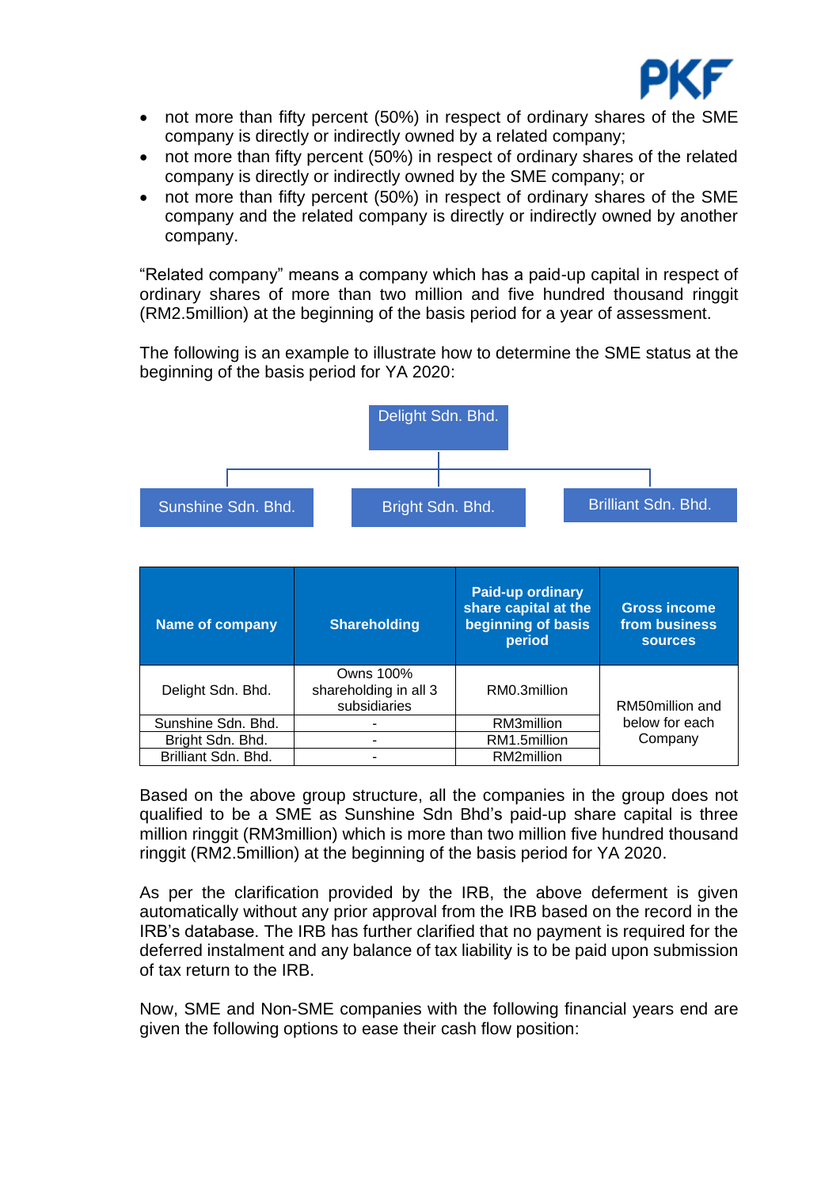- not more than fifty percent (50%) in respect of ordinary shares of the SME company is directly or indirectly owned by a related company;
- not more than fifty percent (50%) in respect of ordinary shares of the related company is directly or indirectly owned by the SME company; or
- not more than fifty percent (50%) in respect of ordinary shares of the SME company and the related company is directly or indirectly owned by another company.

"Related company" means a company which has a paid-up capital in respect of ordinary shares of more than two million and five hundred thousand ringgit (RM2.5million) at the beginning of the basis period for a year of assessment.

The following is an example to illustrate how to determine the SME status at the beginning of the basis period for YA 2020:

Delight Sdn. Bhd.

Sunshine Sdn. Bhd. | Bright Sdn. Bhd. | Brilliant Sdn. Bhd.

| Name of company | Shareholding | Paid-up ordinary share capital at the beginning of basis period | Gross income from business sources |
|---|---|---|---|
| Delight Sdn. Bhd. | Owns 100% shareholding in all 3 subsidiaries | RM0.3million | RM50million and below for each Company |
| Sunshine Sdn. Bhd. | - | RM3million | |
| Bright Sdn. Bhd. | - | RM1.5million | |
| Brilliant Sdn. Bhd. | - | RM2million | |

Based on the above group structure, all the companies in the group does not qualified to be a SME as Sunshine Sdn Bhd's paid-up share capital is three million ringgit (RM3million) which is more than two million five hundred thousand ringgit (RM2.5million) at the beginning of the basis period for YA 2020.

As per the clarification provided by the IRB, the above deferment is given automatically without any prior approval from the IRB based on the record in the IRB's database. The IRB has further clarified that no payment is required for the deferred instalment and any balance of tax liability is to be paid upon submission of tax return to the IRB.

Now, SME and Non-SME companies with the following financial years end are given the following options to ease their cash flow position: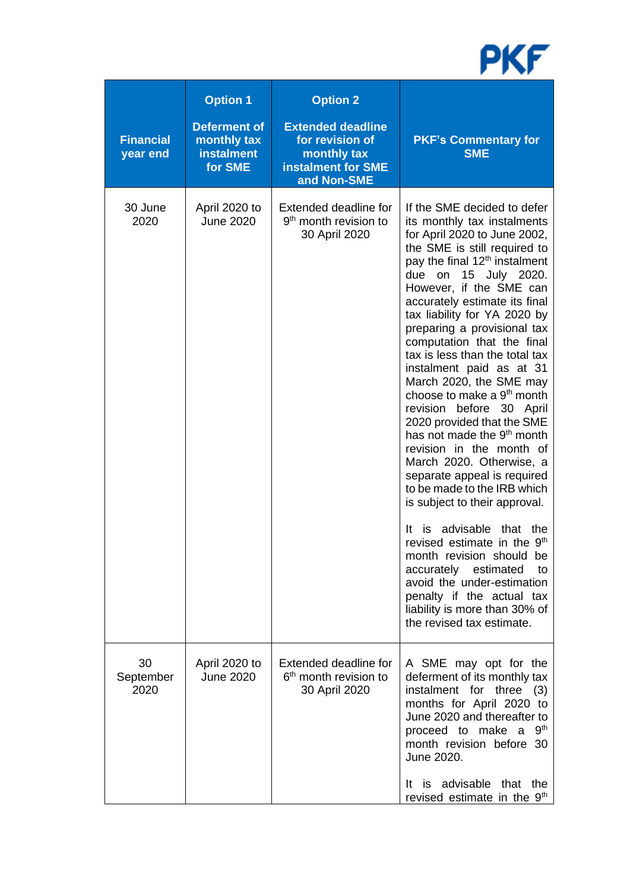| Financial year end | Option 1<br><br>Deferment of monthly tax instalment for SME | Option 2<br><br>Extended deadline for revision of monthly tax instalment for SME and Non-SME | PKF's Commentary for SME |
|---|---|---|---|
| 30 June 2020 | April 2020 to June 2020 | Extended deadline for 9th month revision to 30 April 2020 | If the SME decided to defer its monthly tax instalments for April 2020 to June 2002, the SME is still required to pay the final 12th instalment due on 15 July 2020. However, if the SME can accurately estimate its final tax liability for YA 2020 by preparing a provisional tax computation that the final tax is less than the total tax instalment paid as at 31 March 2020, the SME may choose to make a 9th month revision before 30 April 2020 provided that the SME has not made the 9th month revision in the month of March 2020. Otherwise, a separate appeal is required to be made to the IRB which is subject to their approval.<br><br>It is advisable that the revised estimate in the 9th month revision should be accurately estimated to avoid the under-estimation penalty if the actual tax liability is more than 30% of the revised tax estimate. |
| 30 September 2020 | April 2020 to June 2020 | Extended deadline for 6th month revision to 30 April 2020 | A SME may opt for the deferment of its monthly tax instalment for three (3) months for April 2020 to June 2020 and thereafter to proceed to make a 9th month revision before 30 June 2020.<br><br>It is advisable that the revised estimate in the 9th |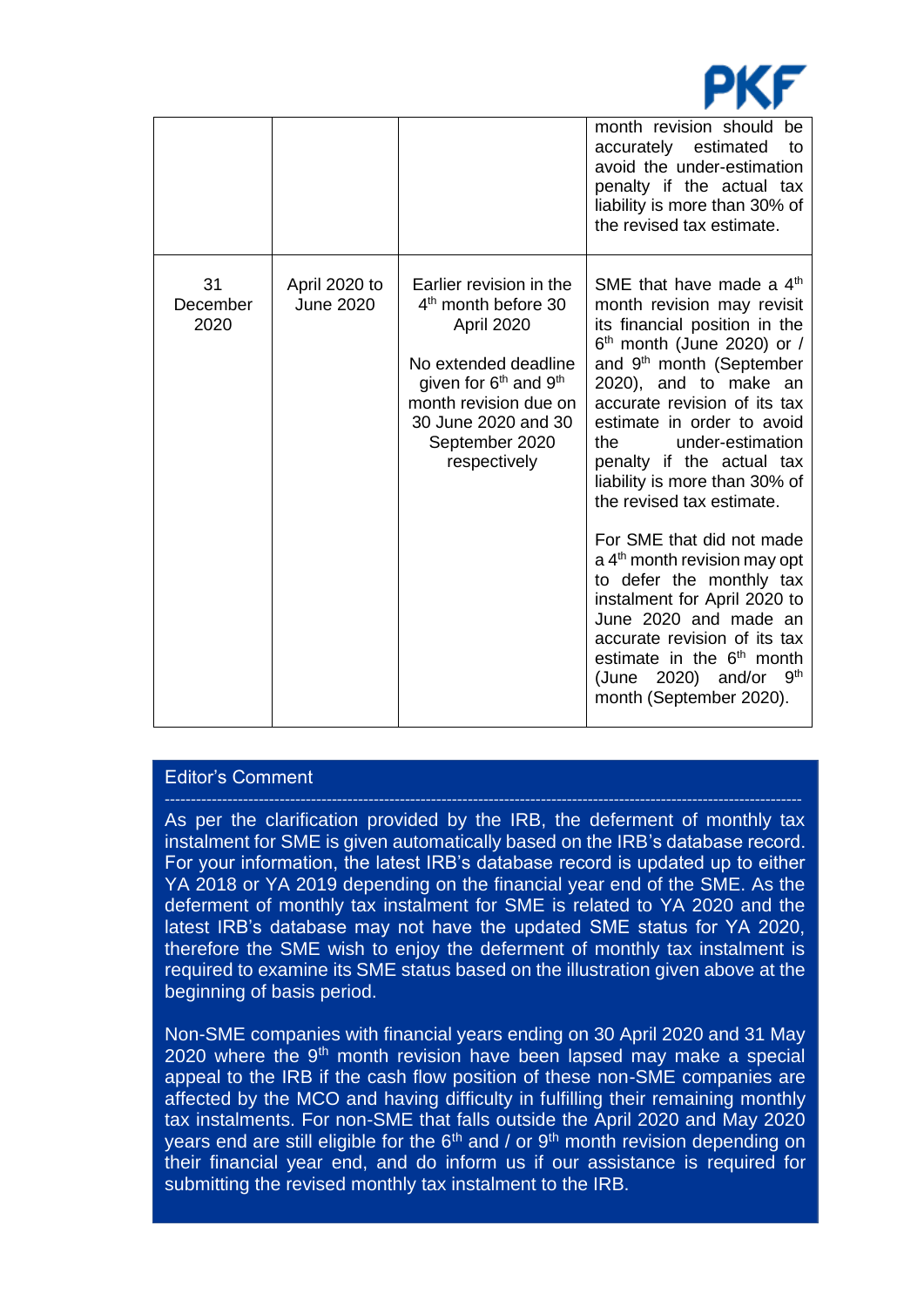| | | | |
|---|---|---|---|
| | | | month revision should be accurately estimated to avoid the under-estimation penalty if the actual tax liability is more than 30% of the revised tax estimate. |
| 31 December 2020 | April 2020 to June 2020 | Earlier revision in the 4th month before 30 April 2020<br><br>No extended deadline given for 6th and 9th month revision due on 30 June 2020 and 30 September 2020 respectively | SME that have made a 4th month revision may revisit its financial position in the 6th month (June 2020) or / and 9th month (September 2020), and to make an accurate revision of its tax estimate in order to avoid the under-estimation penalty if the actual tax liability is more than 30% of the revised tax estimate.<br><br>For SME that did not made a 4th month revision may opt to defer the monthly tax instalment for April 2020 to June 2020 and made an accurate revision of its tax estimate in the 6th month (June 2020) and/or 9th month (September 2020). |

**Editor's Comment**

---

As per the clarification provided by the IRB, the deferment of monthly tax instalment for SME is given automatically based on the IRB's database record. For your information, the latest IRB's database record is updated up to either YA 2018 or YA 2019 depending on the financial year end of the SME. As the deferment of monthly tax instalment for SME is related to YA 2020 and the latest IRB's database may not have the updated SME status for YA 2020, therefore the SME wish to enjoy the deferment of monthly tax instalment is required to examine its SME status based on the illustration given above at the beginning of basis period.

Non-SME companies with financial years ending on 30 April 2020 and 31 May 2020 where the 9th month revision have been lapsed may make a special appeal to the IRB if the cash flow position of these non-SME companies are affected by the MCO and having difficulty in fulfilling their remaining monthly tax instalments. For non-SME that falls outside the April 2020 and May 2020 years end are still eligible for the 6th and / or 9th month revision depending on their financial year end, and do inform us if our assistance is required for submitting the revised monthly tax instalment to the IRB.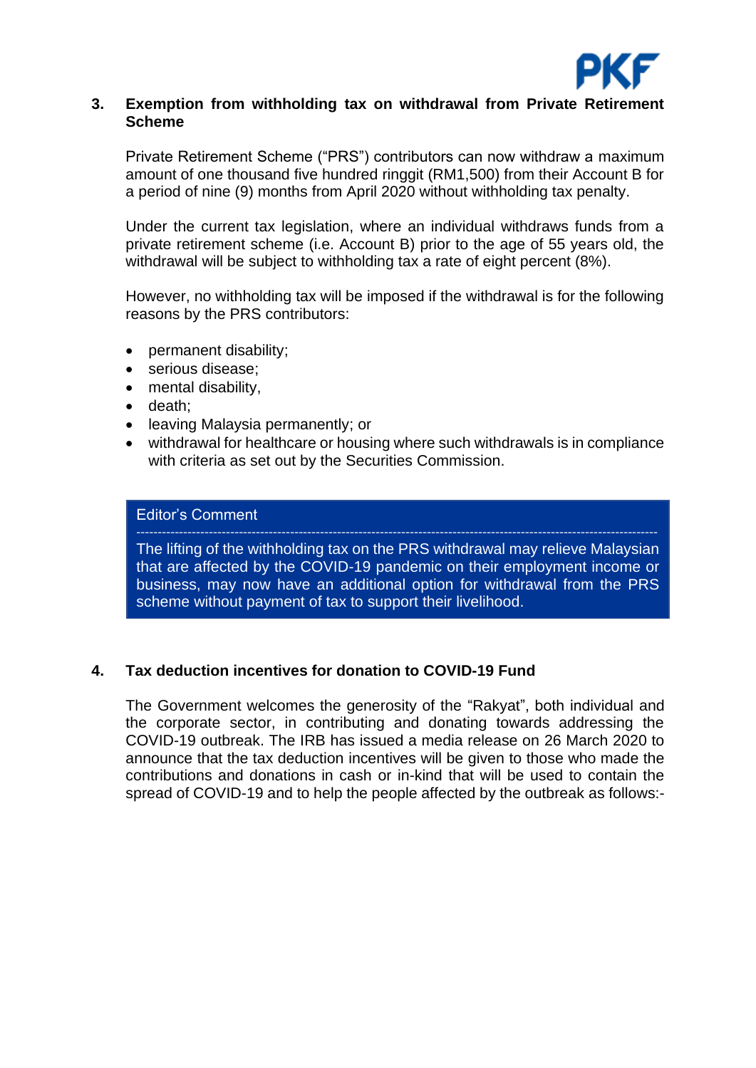## 3. Exemption from withholding tax on withdrawal from Private Retirement Scheme

Private Retirement Scheme ("PRS") contributors can now withdraw a maximum amount of one thousand five hundred ringgit (RM1,500) from their Account B for a period of nine (9) months from April 2020 without withholding tax penalty.

Under the current tax legislation, where an individual withdraws funds from a private retirement scheme (i.e. Account B) prior to the age of 55 years old, the withdrawal will be subject to withholding tax a rate of eight percent (8%).

However, no withholding tax will be imposed if the withdrawal is for the following reasons by the PRS contributors:

- permanent disability;
- serious disease;
- mental disability,
- death;
- leaving Malaysia permanently; or
- withdrawal for healthcare or housing where such withdrawals is in compliance with criteria as set out by the Securities Commission.

> Editor's Comment
>
> ---
>
> The lifting of the withholding tax on the PRS withdrawal may relieve Malaysian that are affected by the COVID-19 pandemic on their employment income or business, may now have an additional option for withdrawal from the PRS scheme without payment of tax to support their livelihood.

## 4. Tax deduction incentives for donation to COVID-19 Fund

The Government welcomes the generosity of the "Rakyat", both individual and the corporate sector, in contributing and donating towards addressing the COVID-19 outbreak. The IRB has issued a media release on 26 March 2020 to announce that the tax deduction incentives will be given to those who made the contributions and donations in cash or in-kind that will be used to contain the spread of COVID-19 and to help the people affected by the outbreak as follows:-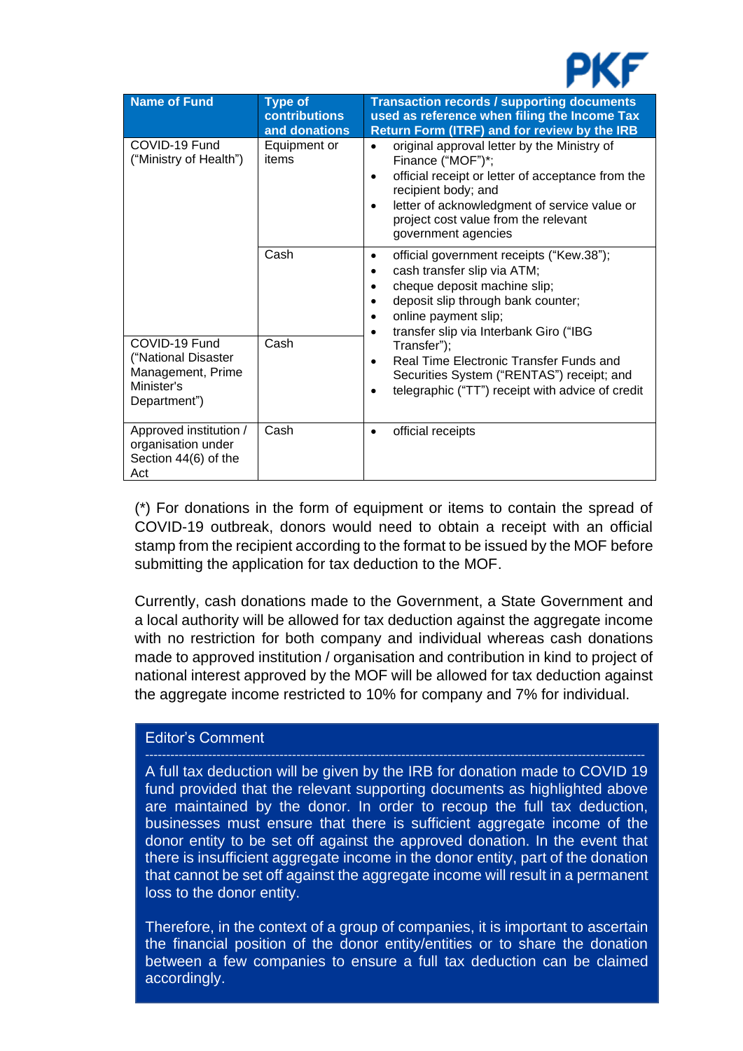| Name of Fund | Type of contributions and donations | Transaction records / supporting documents used as reference when filing the Income Tax Return Form (ITRF) and for review by the IRB |
|---|---|---|
| COVID-19 Fund ("Ministry of Health") | Equipment or items | • original approval letter by the Ministry of Finance ("MOF")*; <br>• official receipt or letter of acceptance from the recipient body; and <br>• letter of acknowledgment of service value or project cost value from the relevant government agencies |
| | Cash | • official government receipts ("Kew.38"); <br>• cash transfer slip via ATM; <br>• cheque deposit machine slip; <br>• deposit slip through bank counter; <br>• online payment slip; <br>• transfer slip via Interbank Giro ("IBG Transfer"); <br>• Real Time Electronic Transfer Funds and Securities System ("RENTAS") receipt; and <br>• telegraphic ("TT") receipt with advice of credit |
| COVID-19 Fund ("National Disaster Management, Prime Minister's Department") | Cash | |
| Approved institution / organisation under Section 44(6) of the Act | Cash | • official receipts |

(*) For donations in the form of equipment or items to contain the spread of COVID-19 outbreak, donors would need to obtain a receipt with an official stamp from the recipient according to the format to be issued by the MOF before submitting the application for tax deduction to the MOF.

Currently, cash donations made to the Government, a State Government and a local authority will be allowed for tax deduction against the aggregate income with no restriction for both company and individual whereas cash donations made to approved institution / organisation and contribution in kind to project of national interest approved by the MOF will be allowed for tax deduction against the aggregate income restricted to 10% for company and 7% for individual.

**Editor's Comment**

---

A full tax deduction will be given by the IRB for donation made to COVID 19 fund provided that the relevant supporting documents as highlighted above are maintained by the donor. In order to recoup the full tax deduction, businesses must ensure that there is sufficient aggregate income of the donor entity to be set off against the approved donation. In the event that there is insufficient aggregate income in the donor entity, part of the donation that cannot be set off against the aggregate income will result in a permanent loss to the donor entity.

Therefore, in the context of a group of companies, it is important to ascertain the financial position of the donor entity/entities or to share the donation between a few companies to ensure a full tax deduction can be claimed accordingly.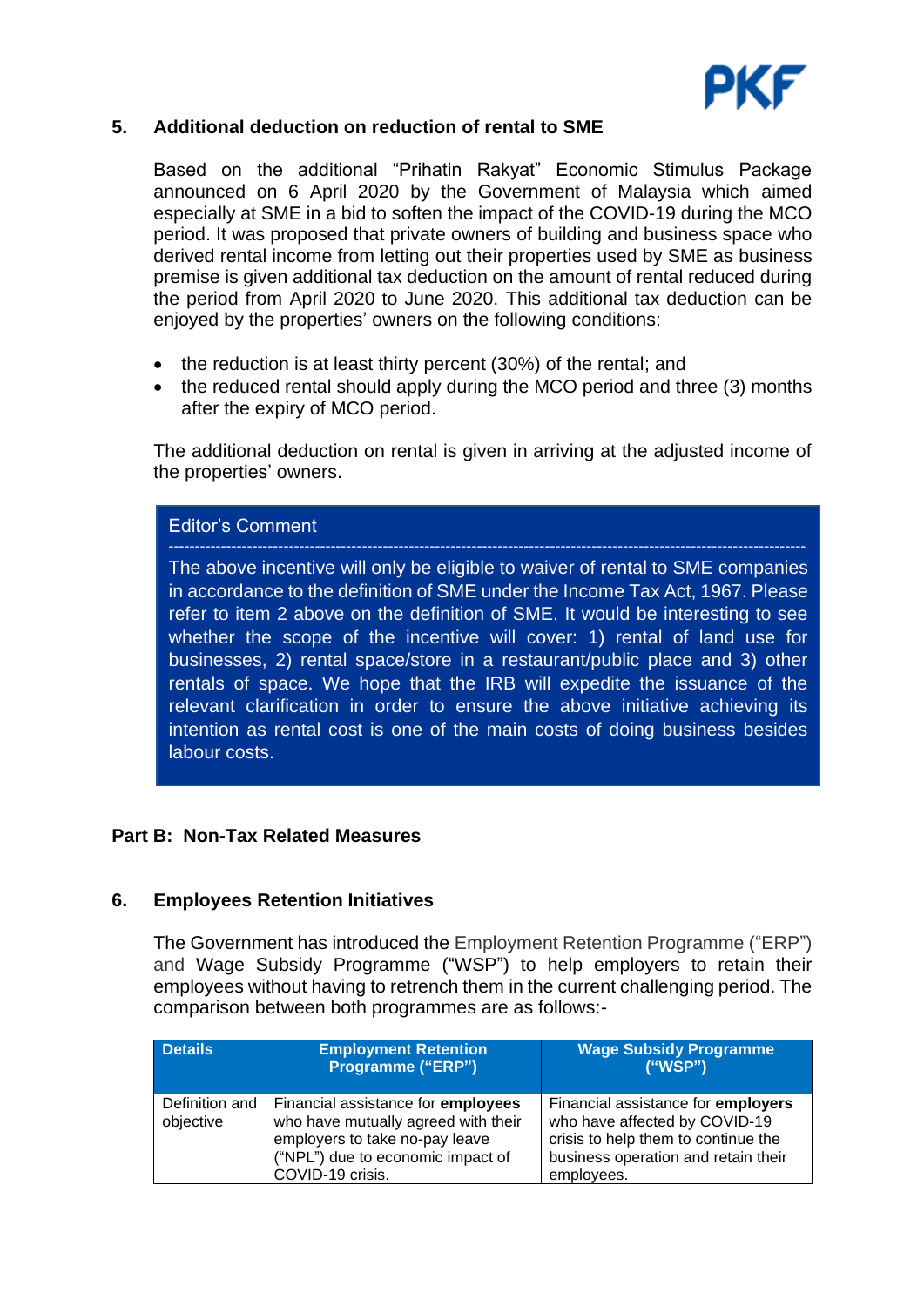## 5. Additional deduction on reduction of rental to SME

Based on the additional "Prihatin Rakyat" Economic Stimulus Package announced on 6 April 2020 by the Government of Malaysia which aimed especially at SME in a bid to soften the impact of the COVID-19 during the MCO period. It was proposed that private owners of building and business space who derived rental income from letting out their properties used by SME as business premise is given additional tax deduction on the amount of rental reduced during the period from April 2020 to June 2020. This additional tax deduction can be enjoyed by the properties' owners on the following conditions:

- the reduction is at least thirty percent (30%) of the rental; and
- the reduced rental should apply during the MCO period and three (3) months after the expiry of MCO period.

The additional deduction on rental is given in arriving at the adjusted income of the properties' owners.

> Editor's Comment
>
> The above incentive will only be eligible to waiver of rental to SME companies in accordance to the definition of SME under the Income Tax Act, 1967. Please refer to item 2 above on the definition of SME. It would be interesting to see whether the scope of the incentive will cover: 1) rental of land use for businesses, 2) rental space/store in a restaurant/public place and 3) other rentals of space. We hope that the IRB will expedite the issuance of the relevant clarification in order to ensure the above initiative achieving its intention as rental cost is one of the main costs of doing business besides labour costs.

# Part B: Non-Tax Related Measures

## 6. Employees Retention Initiatives

The Government has introduced the Employment Retention Programme ("ERP") and Wage Subsidy Programme ("WSP") to help employers to retain their employees without having to retrench them in the current challenging period. The comparison between both programmes are as follows:-

| Details | Employment Retention Programme ("ERP") | Wage Subsidy Programme ("WSP") |
|---|---|---|
| Definition and objective | Financial assistance for **employees** who have mutually agreed with their employers to take no-pay leave ("NPL") due to economic impact of COVID-19 crisis. | Financial assistance for **employers** who have affected by COVID-19 crisis to help them to continue the business operation and retain their employees. |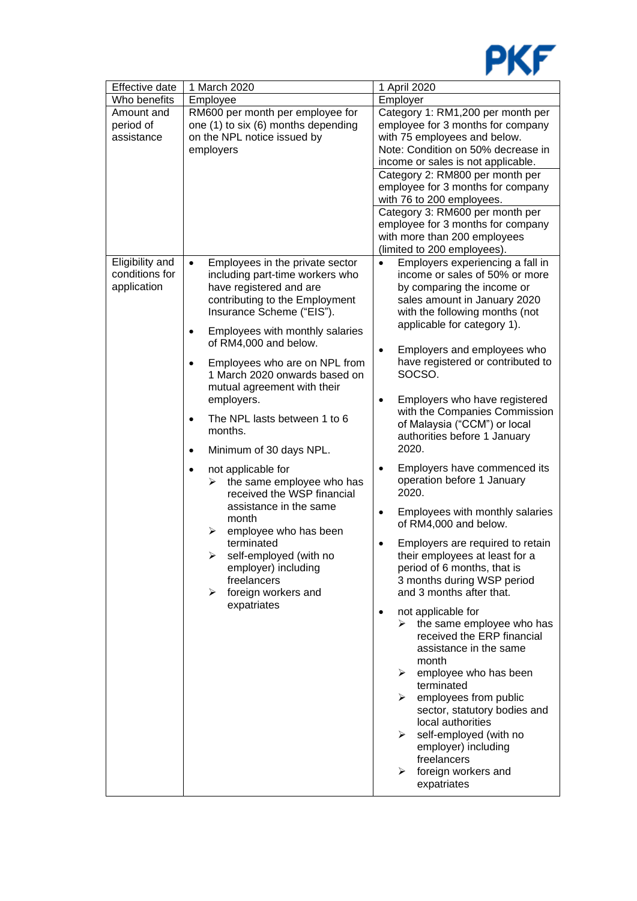| Effective date | 1 March 2020 | 1 April 2020 |
|---|---|---|
| Who benefits | Employee | Employer |
| Amount and period of assistance | RM600 per month per employee for one (1) to six (6) months depending on the NPL notice issued by employers | Category 1: RM1,200 per month per employee for 3 months for company with 75 employees and below.<br>Note: Condition on 50% decrease in income or sales is not applicable.<br>Category 2: RM800 per month per employee for 3 months for company with 76 to 200 employees.<br>Category 3: RM600 per month per employee for 3 months for company with more than 200 employees (limited to 200 employees). |
| Eligibility and conditions for application | • Employees in the private sector including part-time workers who have registered and are contributing to the Employment Insurance Scheme ("EIS").<br>• Employees with monthly salaries of RM4,000 and below.<br>• Employees who are on NPL from 1 March 2020 onwards based on mutual agreement with their employers.<br>• The NPL lasts between 1 to 6 months.<br>• Minimum of 30 days NPL.<br>• not applicable for<br>➢ the same employee who has received the WSP financial assistance in the same month<br>➢ employee who has been terminated<br>➢ self-employed (with no employer) including freelancers<br>➢ foreign workers and expatriates | • Employers experiencing a fall in income or sales of 50% or more by comparing the income or sales amount in January 2020 with the following months (not applicable for category 1).<br>• Employers and employees who have registered or contributed to SOCSO.<br>• Employers who have registered with the Companies Commission of Malaysia ("CCM") or local authorities before 1 January 2020.<br>• Employers have commenced its operation before 1 January 2020.<br>• Employees with monthly salaries of RM4,000 and below.<br>• Employers are required to retain their employees at least for a period of 6 months, that is 3 months during WSP period and 3 months after that.<br>• not applicable for<br>➢ the same employee who has received the ERP financial assistance in the same month<br>➢ employee who has been terminated<br>➢ employees from public sector, statutory bodies and local authorities<br>➢ self-employed (with no employer) including freelancers<br>➢ foreign workers and expatriates |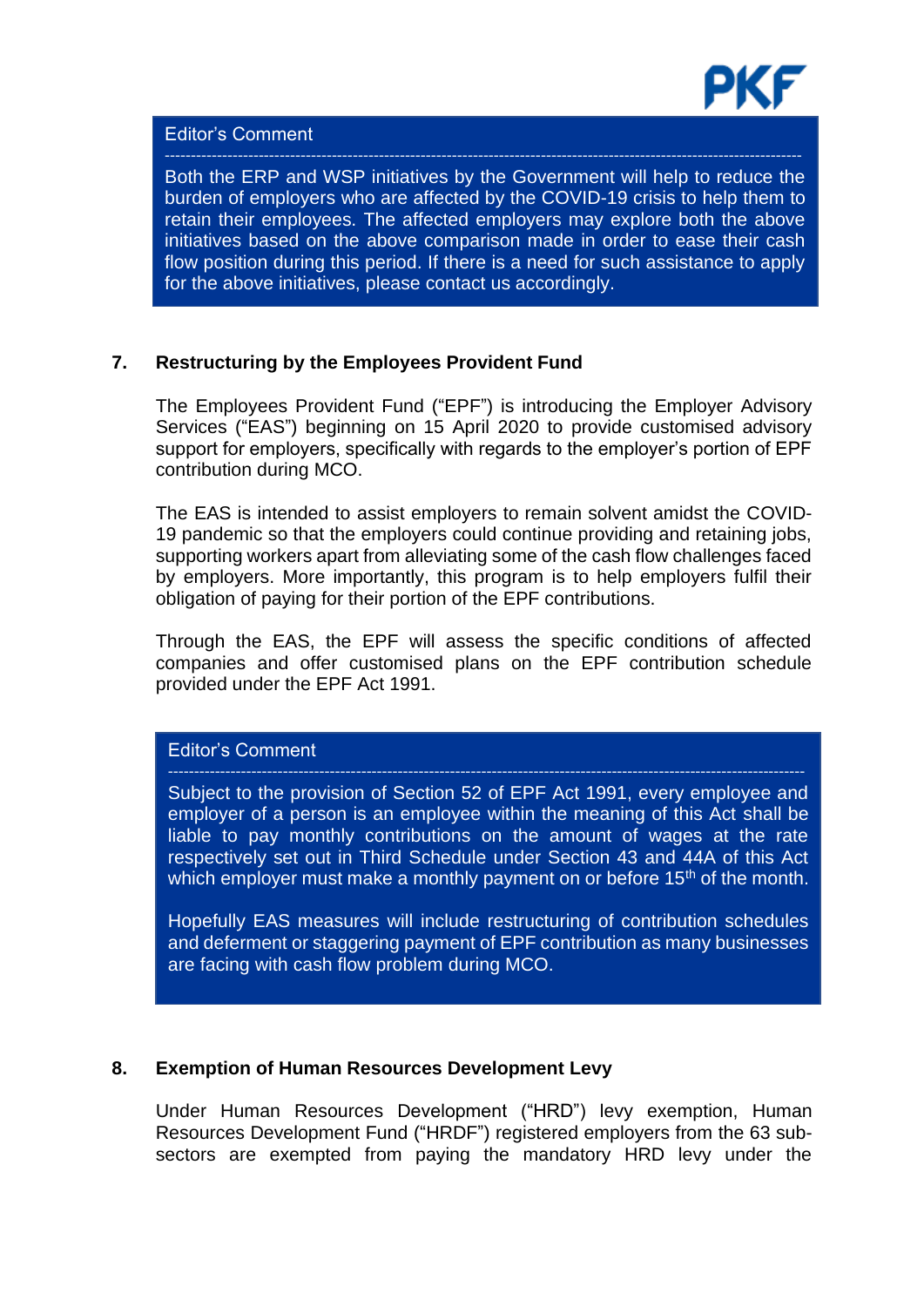> Editor's Comment
>
> ---
>
> Both the ERP and WSP initiatives by the Government will help to reduce the burden of employers who are affected by the COVID-19 crisis to help them to retain their employees. The affected employers may explore both the above initiatives based on the above comparison made in order to ease their cash flow position during this period. If there is a need for such assistance to apply for the above initiatives, please contact us accordingly.

## 7. Restructuring by the Employees Provident Fund

The Employees Provident Fund ("EPF") is introducing the Employer Advisory Services ("EAS") beginning on 15 April 2020 to provide customised advisory support for employers, specifically with regards to the employer's portion of EPF contribution during MCO.

The EAS is intended to assist employers to remain solvent amidst the COVID-19 pandemic so that the employers could continue providing and retaining jobs, supporting workers apart from alleviating some of the cash flow challenges faced by employers. More importantly, this program is to help employers fulfil their obligation of paying for their portion of the EPF contributions.

Through the EAS, the EPF will assess the specific conditions of affected companies and offer customised plans on the EPF contribution schedule provided under the EPF Act 1991.

> Editor's Comment
>
> ---
>
> Subject to the provision of Section 52 of EPF Act 1991, every employee and employer of a person is an employee within the meaning of this Act shall be liable to pay monthly contributions on the amount of wages at the rate respectively set out in Third Schedule under Section 43 and 44A of this Act which employer must make a monthly payment on or before 15th of the month.
>
> Hopefully EAS measures will include restructuring of contribution schedules and deferment or staggering payment of EPF contribution as many businesses are facing with cash flow problem during MCO.

## 8. Exemption of Human Resources Development Levy

Under Human Resources Development ("HRD") levy exemption, Human Resources Development Fund ("HRDF") registered employers from the 63 sub-sectors are exempted from paying the mandatory HRD levy under the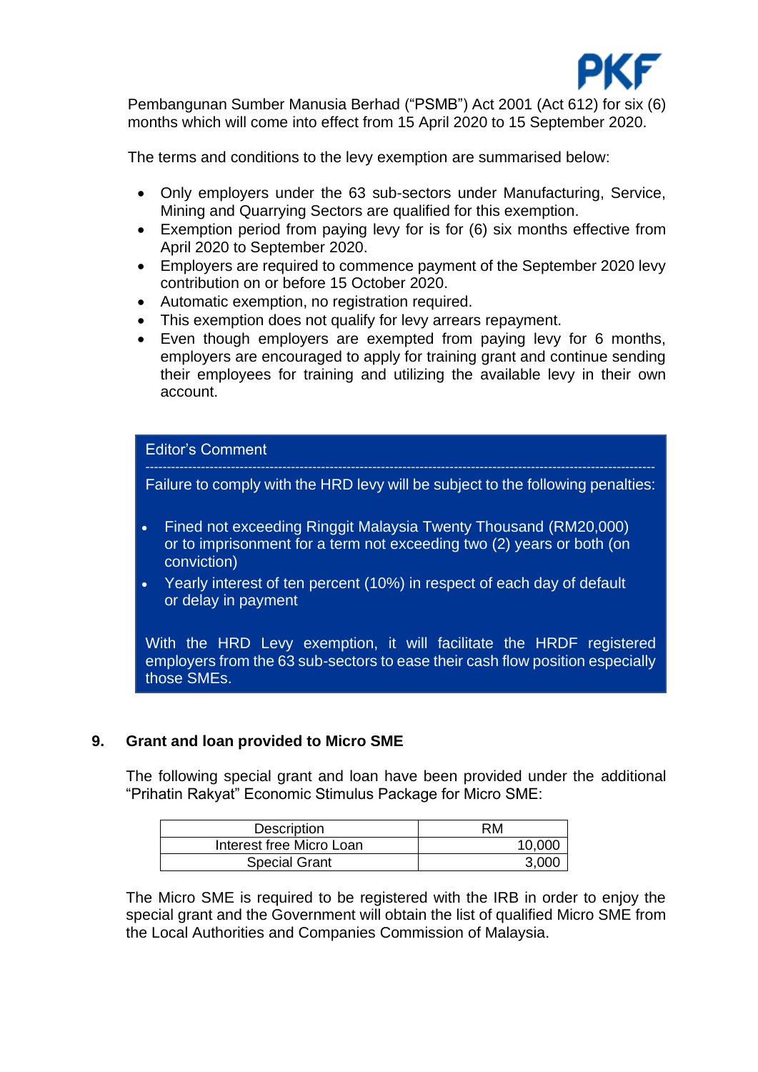Pembangunan Sumber Manusia Berhad ("PSMB") Act 2001 (Act 612) for six (6) months which will come into effect from 15 April 2020 to 15 September 2020.

The terms and conditions to the levy exemption are summarised below:

- Only employers under the 63 sub-sectors under Manufacturing, Service, Mining and Quarrying Sectors are qualified for this exemption.
- Exemption period from paying levy for is for (6) six months effective from April 2020 to September 2020.
- Employers are required to commence payment of the September 2020 levy contribution on or before 15 October 2020.
- Automatic exemption, no registration required.
- This exemption does not qualify for levy arrears repayment.
- Even though employers are exempted from paying levy for 6 months, employers are encouraged to apply for training grant and continue sending their employees for training and utilizing the available levy in their own account.

> Editor's Comment
>
> ---
>
> Failure to comply with the HRD levy will be subject to the following penalties:
>
> - Fined not exceeding Ringgit Malaysia Twenty Thousand (RM20,000) or to imprisonment for a term not exceeding two (2) years or both (on conviction)
> - Yearly interest of ten percent (10%) in respect of each day of default or delay in payment
>
> With the HRD Levy exemption, it will facilitate the HRDF registered employers from the 63 sub-sectors to ease their cash flow position especially those SMEs.

## 9. Grant and loan provided to Micro SME

The following special grant and loan have been provided under the additional "Prihatin Rakyat" Economic Stimulus Package for Micro SME:

| Description | RM |
|---|---:|
| Interest free Micro Loan | 10,000 |
| Special Grant | 3,000 |

The Micro SME is required to be registered with the IRB in order to enjoy the special grant and the Government will obtain the list of qualified Micro SME from the Local Authorities and Companies Commission of Malaysia.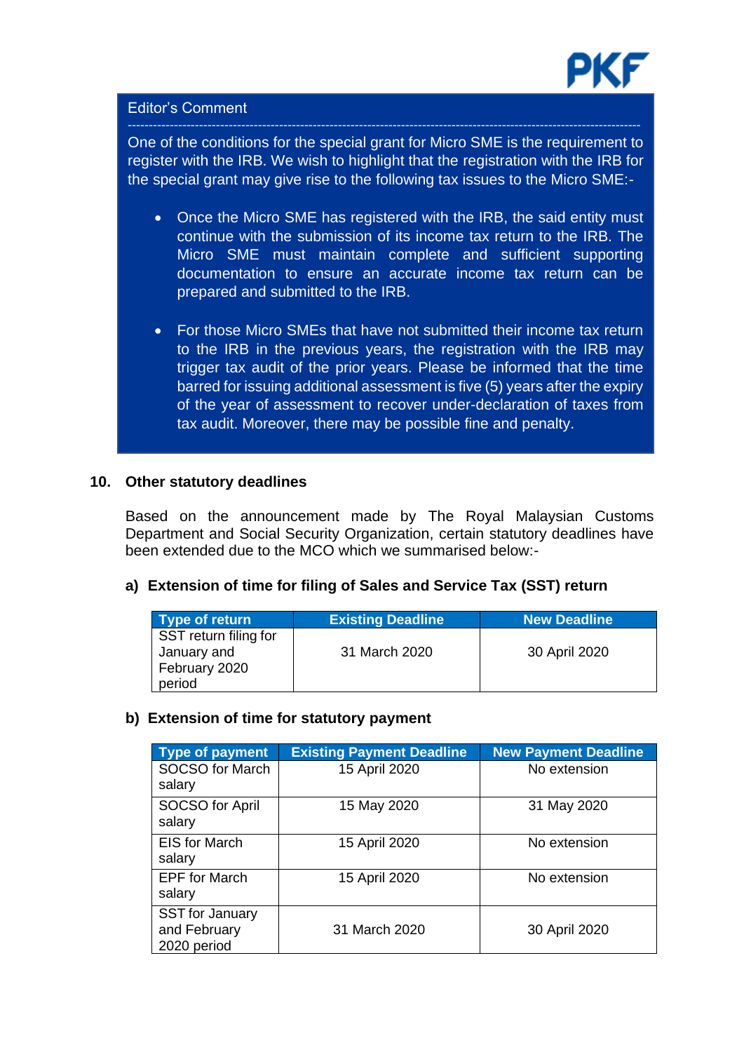> **Editor's Comment**
>
> ---
>
> One of the conditions for the special grant for Micro SME is the requirement to register with the IRB. We wish to highlight that the registration with the IRB for the special grant may give rise to the following tax issues to the Micro SME:-
>
> - Once the Micro SME has registered with the IRB, the said entity must continue with the submission of its income tax return to the IRB. The Micro SME must maintain complete and sufficient supporting documentation to ensure an accurate income tax return can be prepared and submitted to the IRB.
>
> - For those Micro SMEs that have not submitted their income tax return to the IRB in the previous years, the registration with the IRB may trigger tax audit of the prior years. Please be informed that the time barred for issuing additional assessment is five (5) years after the expiry of the year of assessment to recover under-declaration of taxes from tax audit. Moreover, there may be possible fine and penalty.

## 10. Other statutory deadlines

Based on the announcement made by The Royal Malaysian Customs Department and Social Security Organization, certain statutory deadlines have been extended due to the MCO which we summarised below:-

### a) Extension of time for filing of Sales and Service Tax (SST) return

| Type of return | Existing Deadline | New Deadline |
|---|---|---|
| SST return filing for January and February 2020 period | 31 March 2020 | 30 April 2020 |

### b) Extension of time for statutory payment

| Type of payment | Existing Payment Deadline | New Payment Deadline |
|---|---|---|
| SOCSO for March salary | 15 April 2020 | No extension |
| SOCSO for April salary | 15 May 2020 | 31 May 2020 |
| EIS for March salary | 15 April 2020 | No extension |
| EPF for March salary | 15 April 2020 | No extension |
| SST for January and February 2020 period | 31 March 2020 | 30 April 2020 |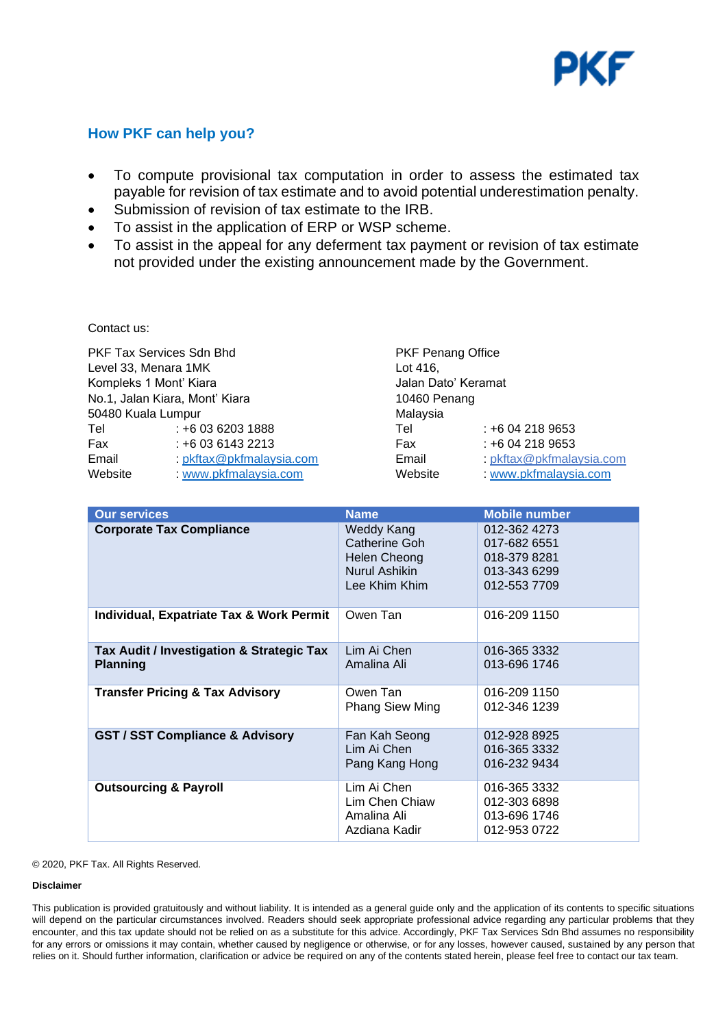PKF

## How PKF can help you?

- To compute provisional tax computation in order to assess the estimated tax payable for revision of tax estimate and to avoid potential underestimation penalty.
- Submission of revision of tax estimate to the IRB.
- To assist in the application of ERP or WSP scheme.
- To assist in the appeal for any deferment tax payment or revision of tax estimate not provided under the existing announcement made by the Government.

Contact us:

PKF Tax Services Sdn Bhd
Level 33, Menara 1MK
Kompleks 1 Mont' Kiara
No.1, Jalan Kiara, Mont' Kiara
50480 Kuala Lumpur
Tel : +6 03 6203 1888
Fax : +6 03 6143 2213
Email : pkftax@pkfmalaysia.com
Website : www.pkfmalaysia.com

PKF Penang Office
Lot 416,
Jalan Dato' Keramat
10460 Penang
Malaysia
Tel : +6 04 218 9653
Fax : +6 04 218 9653
Email : pkftax@pkfmalaysia.com
Website : www.pkfmalaysia.com

| Our services | Name | Mobile number |
|---|---|---|
| **Corporate Tax Compliance** | Weddy Kang<br>Catherine Goh<br>Helen Cheong<br>Nurul Ashikin<br>Lee Khim Khim | 012-362 4273<br>017-682 6551<br>018-379 8281<br>013-343 6299<br>012-553 7709 |
| **Individual, Expatriate Tax & Work Permit** | Owen Tan | 016-209 1150 |
| **Tax Audit / Investigation & Strategic Tax Planning** | Lim Ai Chen<br>Amalina Ali | 016-365 3332<br>013-696 1746 |
| **Transfer Pricing & Tax Advisory** | Owen Tan<br>Phang Siew Ming | 016-209 1150<br>012-346 1239 |
| **GST / SST Compliance & Advisory** | Fan Kah Seong<br>Lim Ai Chen<br>Pang Kang Hong | 012-928 8925<br>016-365 3332<br>016-232 9434 |
| **Outsourcing & Payroll** | Lim Ai Chen<br>Lim Chen Chiaw<br>Amalina Ali<br>Azdiana Kadir | 016-365 3332<br>012-303 6898<br>013-696 1746<br>012-953 0722 |

© 2020, PKF Tax. All Rights Reserved.

**Disclaimer**

This publication is provided gratuitously and without liability. It is intended as a general guide only and the application of its contents to specific situations will depend on the particular circumstances involved. Readers should seek appropriate professional advice regarding any particular problems that they encounter, and this tax update should not be relied on as a substitute for this advice. Accordingly, PKF Tax Services Sdn Bhd assumes no responsibility for any errors or omissions it may contain, whether caused by negligence or otherwise, or for any losses, however caused, sustained by any person that relies on it. Should further information, clarification or advice be required on any of the contents stated herein, please feel free to contact our tax team.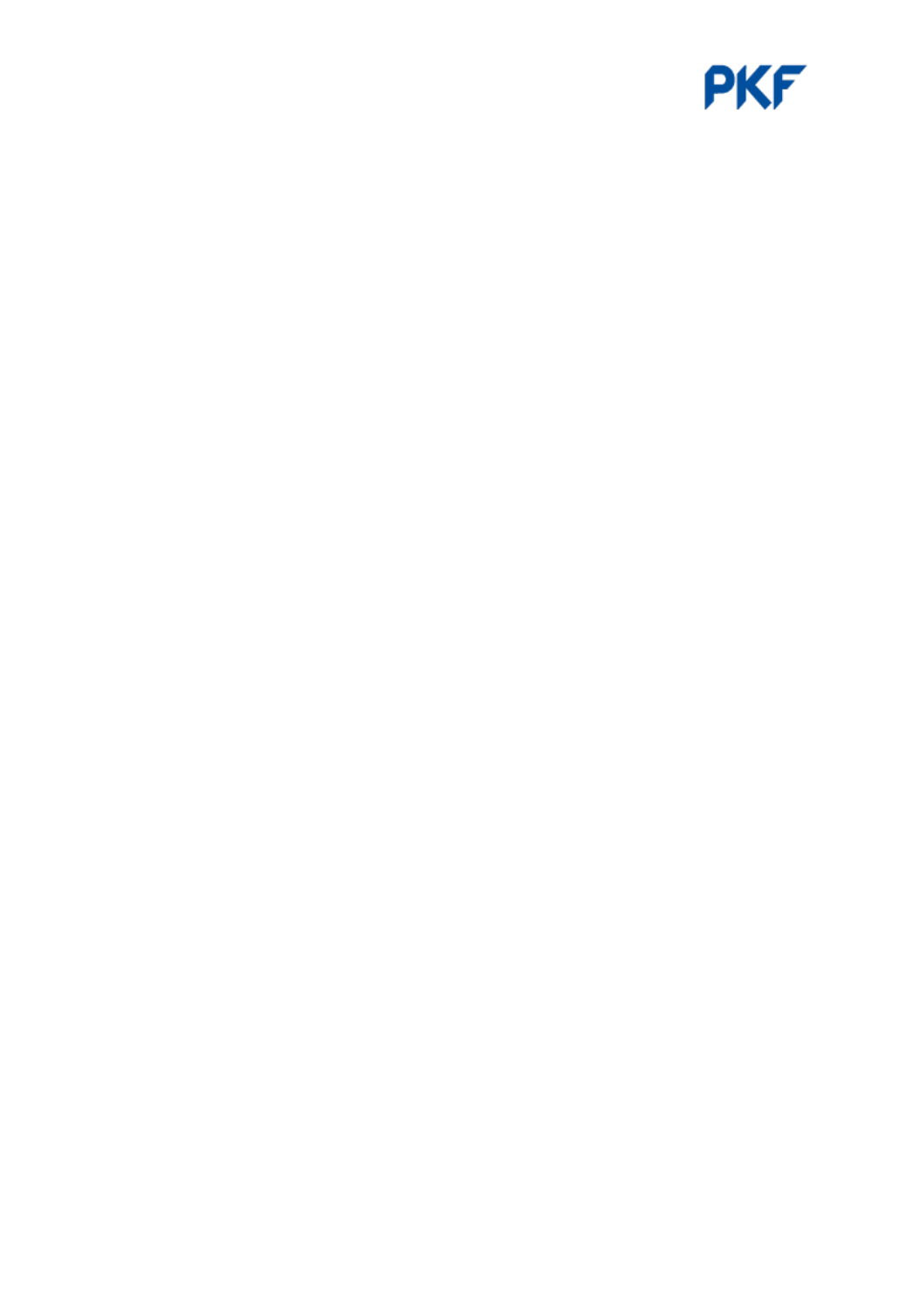PKF